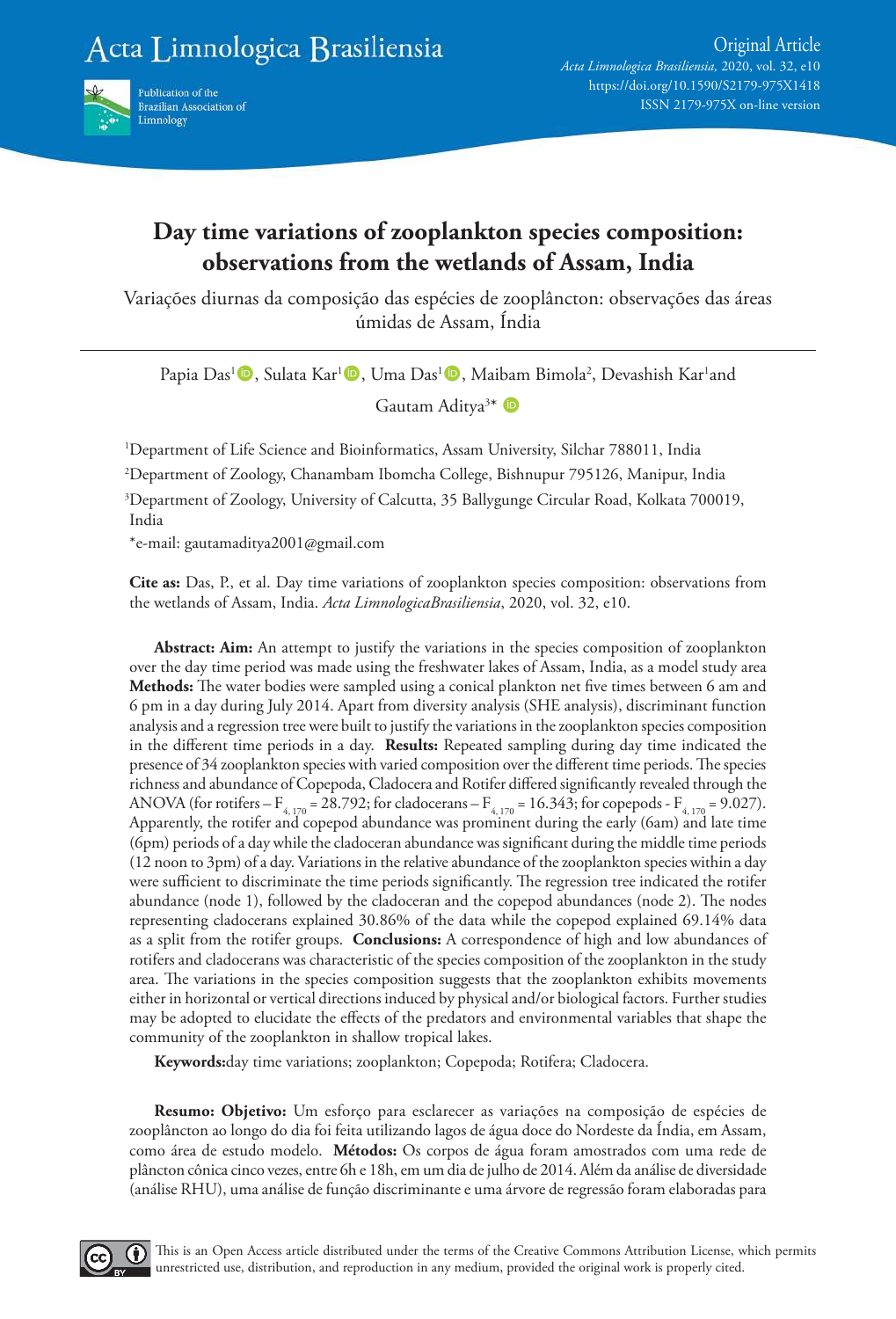Acta Limnologica Brasiliensia

Publication of the Brazilian Association of Limnology

Original Article

*Acta Limnologica Brasiliensia,* 2020, vol. 32, e10
https://doi.org/10.1590/S2179-975X1418
ISSN 2179-975X on-line version

# Day time variations of zooplankton species composition: observations from the wetlands of Assam, India

Variações diurnas da composição das espécies de zooplâncton: observações das áreas úmidas de Assam, Índia

Papia Das[1], Sulata Kar[1], Uma Das[1], Maibam Bimola[2], Devashish Kar[1] and Gautam Aditya[3]*

[1]Department of Life Science and Bioinformatics, Assam University, Silchar 788011, India

[2]Department of Zoology, Chanambam Ibomcha College, Bishnupur 795126, Manipur, India

[3]Department of Zoology, University of Calcutta, 35 Ballygunge Circular Road, Kolkata 700019, India

*e-mail: gautamaditya2001@gmail.com

**Cite as:** Das, P., et al. Day time variations of zooplankton species composition: observations from the wetlands of Assam, India. *Acta LimnologicaBrasiliensia*, 2020, vol. 32, e10.

**Abstract: Aim:** An attempt to justify the variations in the species composition of zooplankton over the day time period was made using the freshwater lakes of Assam, India, as a model study area **Methods:** The water bodies were sampled using a conical plankton net five times between 6 am and 6 pm in a day during July 2014. Apart from diversity analysis (SHE analysis), discriminant function analysis and a regression tree were built to justify the variations in the zooplankton species composition in the different time periods in a day. **Results:** Repeated sampling during day time indicated the presence of 34 zooplankton species with varied composition over the different time periods. The species richness and abundance of Copepoda, Cladocera and Rotifer differed significantly revealed through the ANOVA (for rotifers – $F_{4,170} = 28.792$; for cladocerans – $F_{4,170} = 16.343$; for copepods - $F_{4,170} = 9.027$). Apparently, the rotifer and copepod abundance was prominent during the early (6am) and late time (6pm) periods of a day while the cladoceran abundance was significant during the middle time periods (12 noon to 3pm) of a day. Variations in the relative abundance of the zooplankton species within a day were sufficient to discriminate the time periods significantly. The regression tree indicated the rotifer abundance (node 1), followed by the cladoceran and the copepod abundances (node 2). The nodes representing cladocerans explained 30.86% of the data while the copepod explained 69.14% data as a split from the rotifer groups. **Conclusions:** A correspondence of high and low abundances of rotifers and cladocerans was characteristic of the species composition of the zooplankton in the study area. The variations in the species composition suggests that the zooplankton exhibits movements either in horizontal or vertical directions induced by physical and/or biological factors. Further studies may be adopted to elucidate the effects of the predators and environmental variables that shape the community of the zooplankton in shallow tropical lakes.

**Keywords:**day time variations; zooplankton; Copepoda; Rotifera; Cladocera.

**Resumo: Objetivo:** Um esforço para esclarecer as variações na composição de espécies de zooplâncton ao longo do dia foi feita utilizando lagos de água doce do Nordeste da Índia, em Assam, como área de estudo modelo. **Métodos:** Os corpos de água foram amostrados com uma rede de plâncton cônica cinco vezes, entre 6h e 18h, em um dia de julho de 2014. Além da análise de diversidade (análise RHU), uma análise de função discriminante e uma árvore de regressão foram elaboradas para

This is an Open Access article distributed under the terms of the Creative Commons Attribution License, which permits unrestricted use, distribution, and reproduction in any medium, provided the original work is properly cited.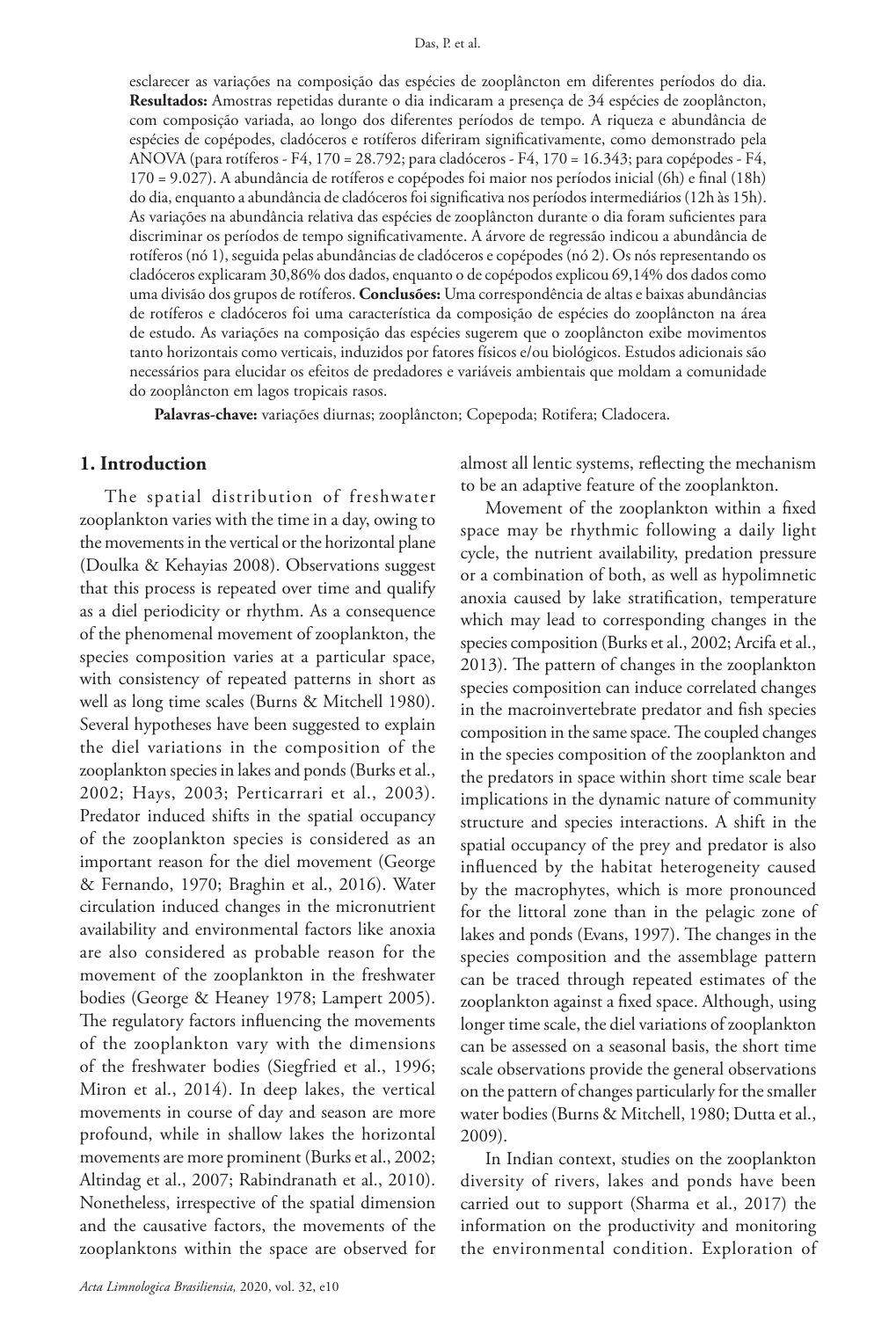esclarecer as variações na composição das espécies de zooplâncton em diferentes períodos do dia. **Resultados:** Amostras repetidas durante o dia indicaram a presença de 34 espécies de zooplâncton, com composição variada, ao longo dos diferentes períodos de tempo. A riqueza e abundância de espécies de copépodes, cladóceros e rotíferos diferiram significativamente, como demonstrado pela ANOVA (para rotíferos - $F_{4, 170} = 28.792$; para cladóceros - $F_{4, 170} = 16.343$; para copépodes - $F_{4, 170} = 9.027$). A abundância de rotíferos e copépodes foi maior nos períodos inicial (6h) e final (18h) do dia, enquanto a abundância de cladóceros foi significativa nos períodos intermediários (12h às 15h). As variações na abundância relativa das espécies de zooplâncton durante o dia foram suficientes para discriminar os períodos de tempo significativamente. A árvore de regressão indicou a abundância de rotíferos (nó 1), seguida pelas abundâncias de cladóceros e copépodes (nó 2). Os nós representando os cladóceros explicaram 30,86% dos dados, enquanto o de copépodos explicou 69,14% dos dados como uma divisão dos grupos de rotíferos. **Conclusões:** Uma correspondência de altas e baixas abundâncias de rotíferos e cladóceros foi uma característica da composição de espécies do zooplâncton na área de estudo. As variações na composição das espécies sugerem que o zooplâncton exibe movimentos tanto horizontais como verticais, induzidos por fatores físicos e/ou biológicos. Estudos adicionais são necessários para elucidar os efeitos de predadores e variáveis ambientais que moldam a comunidade do zooplâncton em lagos tropicais rasos.

**Palavras-chave:** variações diurnas; zooplâncton; Copepoda; Rotifera; Cladocera.

## 1. Introduction

The spatial distribution of freshwater zooplankton varies with the time in a day, owing to the movements in the vertical or the horizontal plane (Doulka & Kehayias 2008). Observations suggest that this process is repeated over time and qualify as a diel periodicity or rhythm. As a consequence of the phenomenal movement of zooplankton, the species composition varies at a particular space, with consistency of repeated patterns in short as well as long time scales (Burns & Mitchell 1980). Several hypotheses have been suggested to explain the diel variations in the composition of the zooplankton species in lakes and ponds (Burks et al., 2002; Hays, 2003; Perticarrari et al., 2003). Predator induced shifts in the spatial occupancy of the zooplankton species is considered as an important reason for the diel movement (George & Fernando, 1970; Braghin et al., 2016). Water circulation induced changes in the micronutrient availability and environmental factors like anoxia are also considered as probable reason for the movement of the zooplankton in the freshwater bodies (George & Heaney 1978; Lampert 2005). The regulatory factors influencing the movements of the zooplankton vary with the dimensions of the freshwater bodies (Siegfried et al., 1996; Miron et al., 2014). In deep lakes, the vertical movements in course of day and season are more profound, while in shallow lakes the horizontal movements are more prominent (Burks et al., 2002; Altindag et al., 2007; Rabindranath et al., 2010). Nonetheless, irrespective of the spatial dimension and the causative factors, the movements of the zooplanktons within the space are observed for almost all lentic systems, reflecting the mechanism to be an adaptive feature of the zooplankton.

Movement of the zooplankton within a fixed space may be rhythmic following a daily light cycle, the nutrient availability, predation pressure or a combination of both, as well as hypolimnetic anoxia caused by lake stratification, temperature which may lead to corresponding changes in the species composition (Burks et al., 2002; Arcifa et al., 2013). The pattern of changes in the zooplankton species composition can induce correlated changes in the macroinvertebrate predator and fish species composition in the same space. The coupled changes in the species composition of the zooplankton and the predators in space within short time scale bear implications in the dynamic nature of community structure and species interactions. A shift in the spatial occupancy of the prey and predator is also influenced by the habitat heterogeneity caused by the macrophytes, which is more pronounced for the littoral zone than in the pelagic zone of lakes and ponds (Evans, 1997). The changes in the species composition and the assemblage pattern can be traced through repeated estimates of the zooplankton against a fixed space. Although, using longer time scale, the diel variations of zooplankton can be assessed on a seasonal basis, the short time scale observations provide the general observations on the pattern of changes particularly for the smaller water bodies (Burns & Mitchell, 1980; Dutta et al., 2009).

In Indian context, studies on the zooplankton diversity of rivers, lakes and ponds have been carried out to support (Sharma et al., 2017) the information on the productivity and monitoring the environmental condition. Exploration of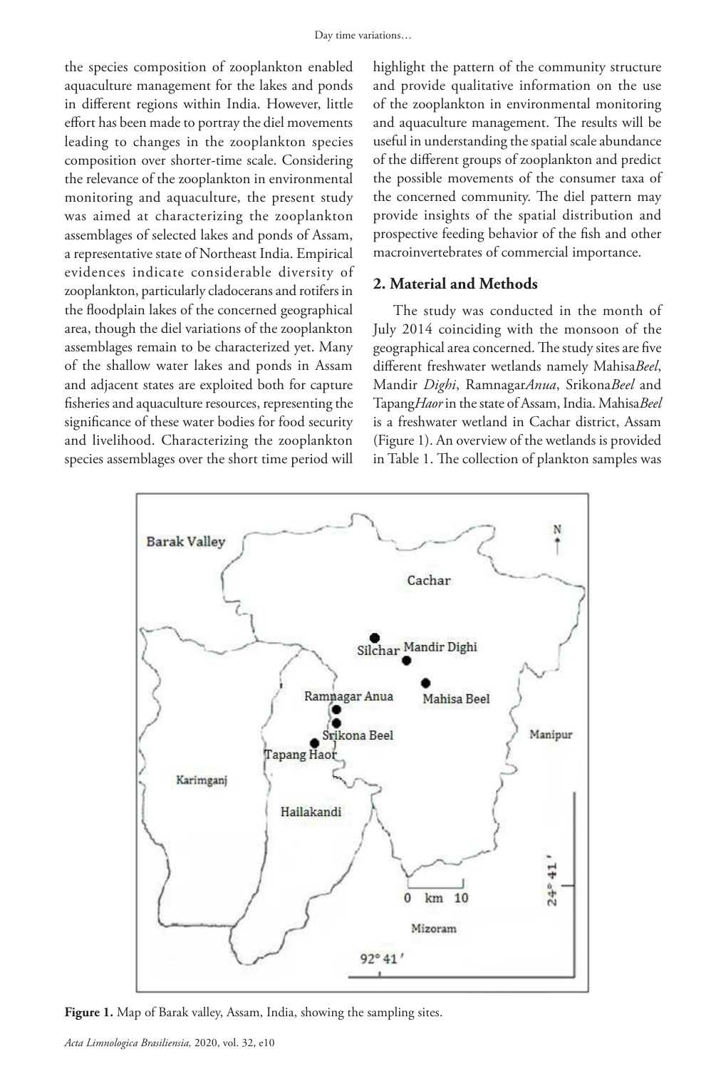the species composition of zooplankton enabled aquaculture management for the lakes and ponds in different regions within India. However, little effort has been made to portray the diel movements leading to changes in the zooplankton species composition over shorter-time scale. Considering the relevance of the zooplankton in environmental monitoring and aquaculture, the present study was aimed at characterizing the zooplankton assemblages of selected lakes and ponds of Assam, a representative state of Northeast India. Empirical evidences indicate considerable diversity of zooplankton, particularly cladocerans and rotifers in the floodplain lakes of the concerned geographical area, though the diel variations of the zooplankton assemblages remain to be characterized yet. Many of the shallow water lakes and ponds in Assam and adjacent states are exploited both for capture fisheries and aquaculture resources, representing the significance of these water bodies for food security and livelihood. Characterizing the zooplankton species assemblages over the short time period will highlight the pattern of the community structure and provide qualitative information on the use of the zooplankton in environmental monitoring and aquaculture management. The results will be useful in understanding the spatial scale abundance of the different groups of zooplankton and predict the possible movements of the consumer taxa of the concerned community. The diel pattern may provide insights of the spatial distribution and prospective feeding behavior of the fish and other macroinvertebrates of commercial importance.

## 2. Material and Methods

The study was conducted in the month of July 2014 coinciding with the monsoon of the geographical area concerned. The study sites are five different freshwater wetlands namely Mahisa*Beel*, Mandir *Dighi*, Ramnagar*Anua*, Srikona*Beel* and Tapang*Haor* in the state of Assam, India. Mahisa*Beel* is a freshwater wetland in Cachar district, Assam (Figure 1). An overview of the wetlands is provided in Table 1. The collection of plankton samples was

**Figure 1.** Map of Barak valley, Assam, India, showing the sampling sites.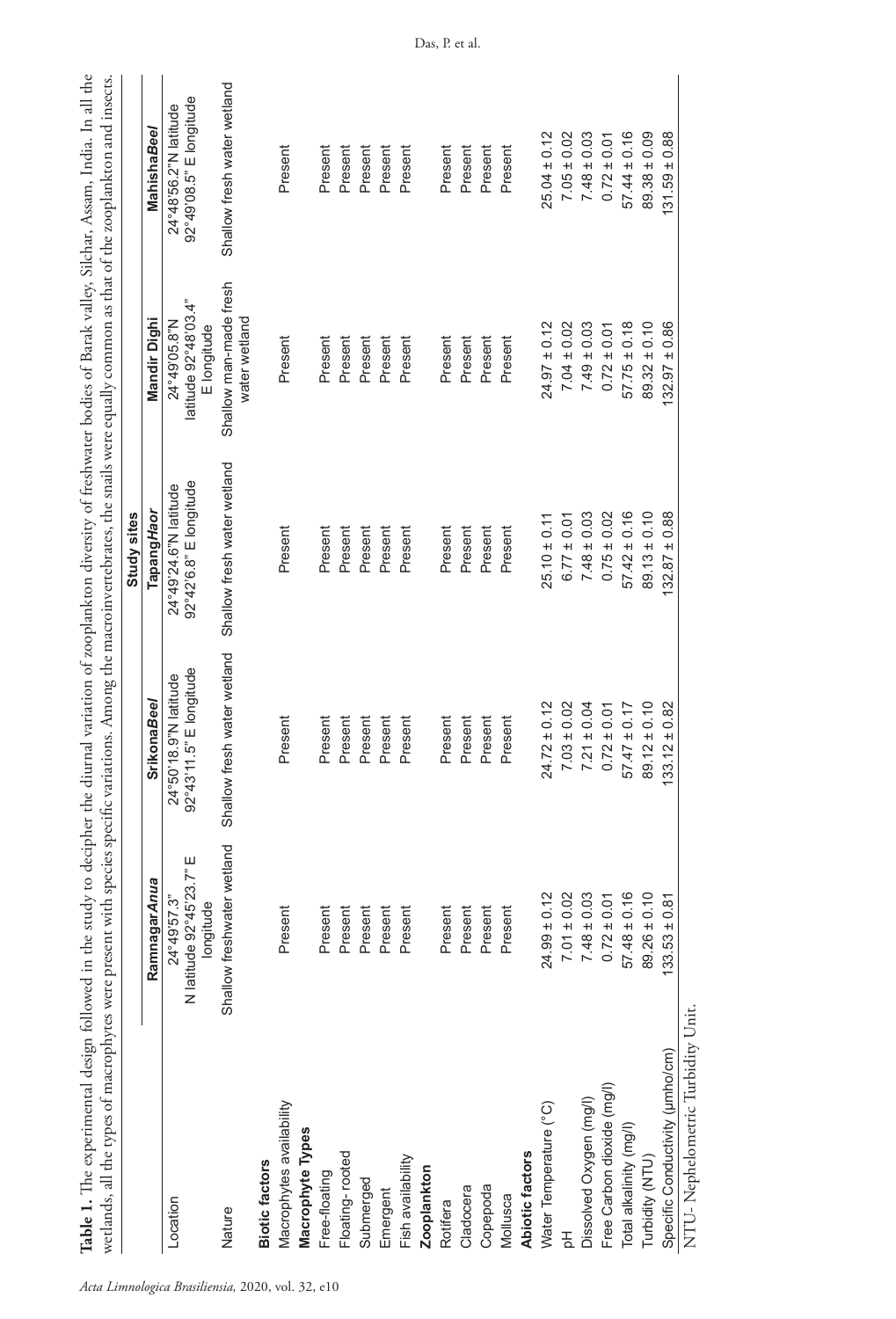**Table 1.** The experimental design followed in the study to decipher the diurnal variation of zooplankton diversity of freshwater bodies of Barak valley, Silchar, Assam, India. In all the wetlands, all the types of macrophytes were present with species specific variations. Among the macroinvertebrates, the snails were equally common as that of the zooplankton and insects.

| | Study sites | | | | |
|---|---|---|---|---|---|
| | Ramnagar*Anua* | Srikona*Beel* | Tapang*Haor* | Mandir Dighi | Mahisha*Beel* |
| Location | 24°49'57.3" N latitude 92°45'23.7" E longitude | 24°50'18.9"N latitude 92°43'11.5" E longitude | 24°49'24.6"N latitude 92°42'6.8" E longitude | 24°49'05.8"N latitude 92°48'03.4" E longitude | 24°48'56.2"N latitude 92°49'08.5" E longitude |
| Nature | Shallow freshwater wetland | Shallow fresh water wetland | Shallow fresh water wetland | Shallow man-made fresh water wetland | Shallow fresh water wetland |
| **Biotic factors** | | | | | |
| Macrophytes availability | Present | Present | Present | Present | Present |
| **Macrophyte Types** | | | | | |
| Free-floating | Present | Present | Present | Present | Present |
| Floating- rooted | Present | Present | Present | Present | Present |
| Submerged | Present | Present | Present | Present | Present |
| Emergent | Present | Present | Present | Present | Present |
| Fish availability | Present | Present | Present | Present | Present |
| **Zooplankton** | | | | | |
| Rotifera | Present | Present | Present | Present | Present |
| Cladocera | Present | Present | Present | Present | Present |
| Copepoda | Present | Present | Present | Present | Present |
| Mollusca | Present | Present | Present | Present | Present |
| **Abiotic factors** | | | | | |
| Water Temperature (°C) | 24.99 ± 0.12 | 24.72 ± 0.12 | 25.10 ± 0.11 | 24.97 ± 0.12 | 25.04 ± 0.12 |
| pH | 7.01 ± 0.02 | 7.03 ± 0.02 | 6.77 ± 0.01 | 7.04 ± 0.02 | 7.05 ± 0.02 |
| Dissolved Oxygen (mg/l) | 7.48 ± 0.03 | 7.21 ± 0.04 | 7.48 ± 0.03 | 7.49 ± 0.03 | 7.48 ± 0.03 |
| Free Carbon dioxide (mg/l) | 0.72 ± 0.01 | 0.72 ± 0.01 | 0.75 ± 0.02 | 0.72 ± 0.01 | 0.72 ± 0.01 |
| Total alkalinity (mg/l) | 57.48 ± 0.16 | 57.47 ± 0.17 | 57.42 ± 0.16 | 57.75 ± 0.18 | 57.44 ± 0.16 |
| Turbidity (NTU) | 89.26 ± 0.10 | 89.12 ± 0.10 | 89.13 ± 0.10 | 89.32 ± 0.10 | 89.38 ± 0.09 |
| Specific Conductivity (µmho/cm) | 133.53 ± 0.81 | 133.12 ± 0.82 | 132.87 ± 0.88 | 132.97 ± 0.86 | 131.59 ± 0.88 |

NTU- Nephelometric Turbidity Unit.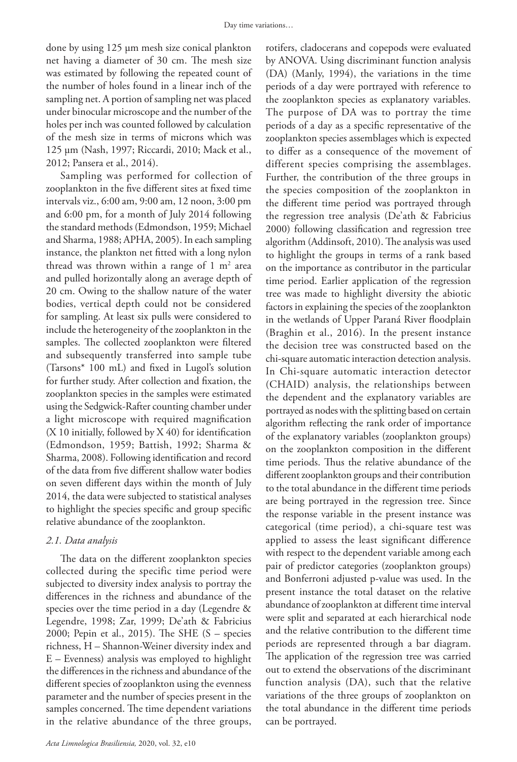done by using 125 µm mesh size conical plankton net having a diameter of 30 cm. The mesh size was estimated by following the repeated count of the number of holes found in a linear inch of the sampling net. A portion of sampling net was placed under binocular microscope and the number of the holes per inch was counted followed by calculation of the mesh size in terms of microns which was 125 µm (Nash, 1997; Riccardi, 2010; Mack et al., 2012; Pansera et al., 2014).

Sampling was performed for collection of zooplankton in the five different sites at fixed time intervals viz., 6:00 am, 9:00 am, 12 noon, 3:00 pm and 6:00 pm, for a month of July 2014 following the standard methods (Edmondson, 1959; Michael and Sharma, 1988; APHA, 2005). In each sampling instance, the plankton net fitted with a long nylon thread was thrown within a range of 1 $m^2$ area and pulled horizontally along an average depth of 20 cm. Owing to the shallow nature of the water bodies, vertical depth could not be considered for sampling. At least six pulls were considered to include the heterogeneity of the zooplankton in the samples. The collected zooplankton were filtered and subsequently transferred into sample tube (Tarsons* 100 mL) and fixed in Lugol's solution for further study. After collection and fixation, the zooplankton species in the samples were estimated using the Sedgwick-Rafter counting chamber under a light microscope with required magnification (X 10 initially, followed by X 40) for identification (Edmondson, 1959; Battish, 1992; Sharma & Sharma, 2008). Following identification and record of the data from five different shallow water bodies on seven different days within the month of July 2014, the data were subjected to statistical analyses to highlight the species specific and group specific relative abundance of the zooplankton.

### *2.1. Data analysis*

The data on the different zooplankton species collected during the specific time period were subjected to diversity index analysis to portray the differences in the richness and abundance of the species over the time period in a day (Legendre & Legendre, 1998; Zar, 1999; De'ath & Fabricius 2000; Pepin et al., 2015). The SHE (S – species richness, H – Shannon-Weiner diversity index and E – Evenness) analysis was employed to highlight the differences in the richness and abundance of the different species of zooplankton using the evenness parameter and the number of species present in the samples concerned. The time dependent variations in the relative abundance of the three groups, rotifers, cladocerans and copepods were evaluated by ANOVA. Using discriminant function analysis (DA) (Manly, 1994), the variations in the time periods of a day were portrayed with reference to the zooplankton species as explanatory variables. The purpose of DA was to portray the time periods of a day as a specific representative of the zooplankton species assemblages which is expected to differ as a consequence of the movement of different species comprising the assemblages. Further, the contribution of the three groups in the species composition of the zooplankton in the different time period was portrayed through the regression tree analysis (De'ath & Fabricius 2000) following classification and regression tree algorithm (Addinsoft, 2010). The analysis was used to highlight the groups in terms of a rank based on the importance as contributor in the particular time period. Earlier application of the regression tree was made to highlight diversity the abiotic factors in explaining the species of the zooplankton in the wetlands of Upper Paraná River floodplain (Braghin et al., 2016). In the present instance the decision tree was constructed based on the chi-square automatic interaction detection analysis. In Chi-square automatic interaction detector (CHAID) analysis, the relationships between the dependent and the explanatory variables are portrayed as nodes with the splitting based on certain algorithm reflecting the rank order of importance of the explanatory variables (zooplankton groups) on the zooplankton composition in the different time periods. Thus the relative abundance of the different zooplankton groups and their contribution to the total abundance in the different time periods are being portrayed in the regression tree. Since the response variable in the present instance was categorical (time period), a chi-square test was applied to assess the least significant difference with respect to the dependent variable among each pair of predictor categories (zooplankton groups) and Bonferroni adjusted p-value was used. In the present instance the total dataset on the relative abundance of zooplankton at different time interval were split and separated at each hierarchical node and the relative contribution to the different time periods are represented through a bar diagram. The application of the regression tree was carried out to extend the observations of the discriminant function analysis (DA), such that the relative variations of the three groups of zooplankton on the total abundance in the different time periods can be portrayed.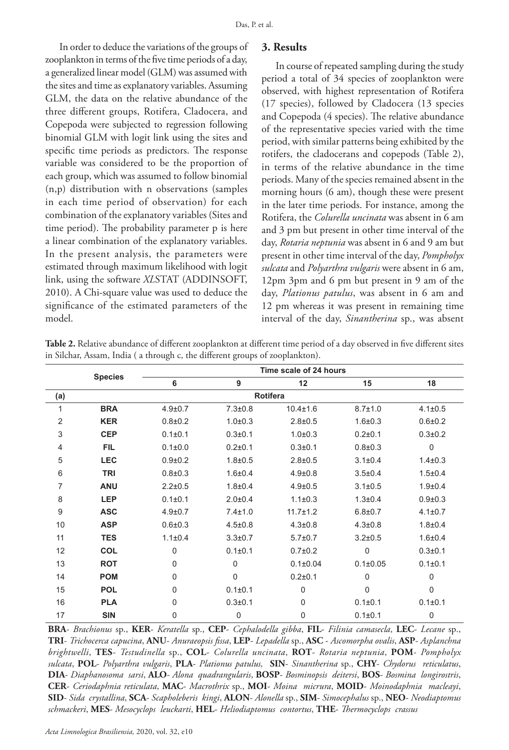In order to deduce the variations of the groups of zooplankton in terms of the five time periods of a day, a generalized linear model (GLM) was assumed with the sites and time as explanatory variables. Assuming GLM, the data on the relative abundance of the three different groups, Rotifera, Cladocera, and Copepoda were subjected to regression following binomial GLM with logit link using the sites and specific time periods as predictors. The response variable was considered to be the proportion of each group, which was assumed to follow binomial (n,p) distribution with n observations (samples in each time period of observation) for each combination of the explanatory variables (Sites and time period). The probability parameter p is here a linear combination of the explanatory variables. In the present analysis, the parameters were estimated through maximum likelihood with logit link, using the software *XL*STAT (ADDINSOFT, 2010). A Chi-square value was used to deduce the significance of the estimated parameters of the model.

## 3. Results

In course of repeated sampling during the study period a total of 34 species of zooplankton were observed, with highest representation of Rotifera (17 species), followed by Cladocera (13 species and Copepoda (4 species). The relative abundance of the representative species varied with the time period, with similar patterns being exhibited by the rotifers, the cladocerans and copepods (Table 2), in terms of the relative abundance in the time periods. Many of the species remained absent in the morning hours (6 am), though these were present in the later time periods. For instance, among the Rotifera, the *Colurella uncinata* was absent in 6 am and 3 pm but present in other time interval of the day, *Rotaria neptunia* was absent in 6 and 9 am but present in other time interval of the day, *Pompholyx sulcata* and *Polyarthra vulgaris* were absent in 6 am, 12pm 3pm and 6 pm but present in 9 am of the day, *Plationus patulus*, was absent in 6 am and 12 pm whereas it was present in remaining time interval of the day, *Sinantherina* sp., was absent

**Table 2.** Relative abundance of different zooplankton at different time period of a day observed in five different sites in Silchar, Assam, India ( a through c, the different groups of zooplankton).

| | Species | Time scale of 24 hours | | | | |
|---|---|---|---|---|---|---|
| | | 6 | 9 | 12 | 15 | 18 |
| (a) | | Rotifera | | | | |
| 1 | BRA | 4.9±0.7 | 7.3±0.8 | 10.4±1.6 | 8.7±1.0 | 4.1±0.5 |
| 2 | KER | 0.8±0.2 | 1.0±0.3 | 2.8±0.5 | 1.6±0.3 | 0.6±0.2 |
| 3 | CEP | 0.1±0.1 | 0.3±0.1 | 1.0±0.3 | 0.2±0.1 | 0.3±0.2 |
| 4 | FIL | 0.1±0.0 | 0.2±0.1 | 0.3±0.1 | 0.8±0.3 | 0 |
| 5 | LEC | 0.9±0.2 | 1.8±0.5 | 2.8±0.5 | 3.1±0.4 | 1.4±0.3 |
| 6 | TRI | 0.8±0.3 | 1.6±0.4 | 4.9±0.8 | 3.5±0.4 | 1.5±0.4 |
| 7 | ANU | 2.2±0.5 | 1.8±0.4 | 4.9±0.5 | 3.1±0.5 | 1.9±0.4 |
| 8 | LEP | 0.1±0.1 | 2.0±0.4 | 1.1±0.3 | 1.3±0.4 | 0.9±0.3 |
| 9 | ASC | 4.9±0.7 | 7.4±1.0 | 11.7±1.2 | 6.8±0.7 | 4.1±0.7 |
| 10 | ASP | 0.6±0.3 | 4.5±0.8 | 4.3±0.8 | 4.3±0.8 | 1.8±0.4 |
| 11 | TES | 1.1±0.4 | 3.3±0.7 | 5.7±0.7 | 3.2±0.5 | 1.6±0.4 |
| 12 | COL | 0 | 0.1±0.1 | 0.7±0.2 | 0 | 0.3±0.1 |
| 13 | ROT | 0 | 0 | 0.1±0.04 | 0.1±0.05 | 0.1±0.1 |
| 14 | POM | 0 | 0 | 0.2±0.1 | 0 | 0 |
| 15 | POL | 0 | 0.1±0.1 | 0 | 0 | 0 |
| 16 | PLA | 0 | 0.3±0.1 | 0 | 0.1±0.1 | 0.1±0.1 |
| 17 | SIN | 0 | 0 | 0 | 0.1±0.1 | 0 |

**BRA**- *Brachionus* sp., **KER**- *Keratella* sp., **CEP**- *Cephalodella gibba*, **FIL**- *Filinia camasecla*, **LEC**- *Lecane* sp., **TRI**- *Trichocerca capucina*, **ANU**- *Anuraeopsis fissa*, **LEP**- *Lepadella* sp., **ASC** - *Ascomorpha ovalis*, **ASP**- *Asplanchna brightwelli*, **TES**- *Testudinella* sp., **COL**- *Colurella uncinata*, **ROT**- *Rotaria neptunia*, **POM**- *Pompholyx sulcata*, **POL**- *Polyarthra vulgaris*, **PLA**- *Plationus patulus,* **SIN**- *Sinantherina* sp., **CHY**- *Chydorus reticulatus*, **DIA**- *Diaphanosoma sarsi*, **ALO**- *Alona quadrangularis*, **BOSP**- *Bosminopsis deitersi*, **BOS**- *Bosmina longirostris*, **CER**- *Ceriodaphnia reticulata*, **MAC**- *Macrothrix* sp., **MOI**- *Moina micrura*, **MOID**- *Moinodaphnia macleayi*, **SID**- *Sida crystallina*, **SCA**- *Scapholeberis kingi*, **ALON**- *Alonella* sp., **SIM**- *Simocephalus* sp., **NEO**- *Neodiaptomus schmackeri*, **MES**- *Mesocyclops leuckarti*, **HEL**- *Heliodiaptomus contortus*, **THE**- *Thermocyclops crassus*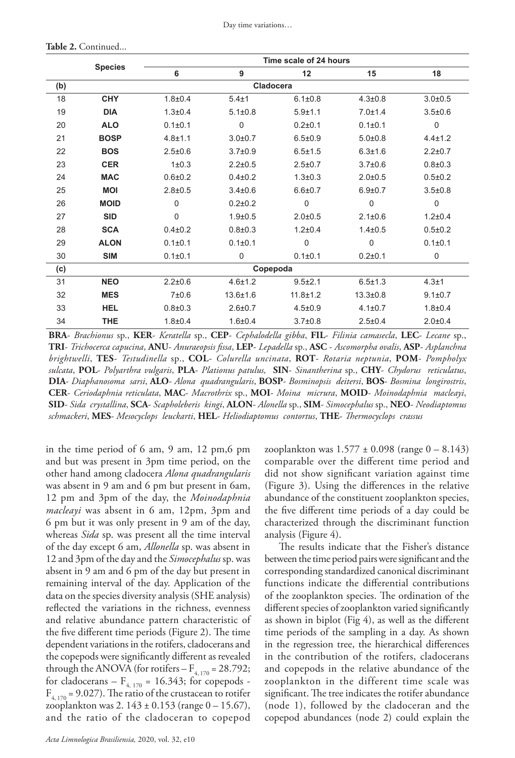**Table 2.** Continued...

| | Species | Time scale of 24 hours | | | | |
|---|---|---|---|---|---|---|
| | | 6 | 9 | 12 | 15 | 18 |
| (b) | | Cladocera | | | | |
| 18 | CHY | 1.8±0.4 | 5.4±1 | 6.1±0.8 | 4.3±0.8 | 3.0±0.5 |
| 19 | DIA | 1.3±0.4 | 5.1±0.8 | 5.9±1.1 | 7.0±1.4 | 3.5±0.6 |
| 20 | ALO | 0.1±0.1 | 0 | 0.2±0.1 | 0.1±0.1 | 0 |
| 21 | BOSP | 4.8±1.1 | 3.0±0.7 | 6.5±0.9 | 5.0±0.8 | 4.4±1.2 |
| 22 | BOS | 2.5±0.6 | 3.7±0.9 | 6.5±1.5 | 6.3±1.6 | 2.2±0.7 |
| 23 | CER | 1±0.3 | 2.2±0.5 | 2.5±0.7 | 3.7±0.6 | 0.8±0.3 |
| 24 | MAC | 0.6±0.2 | 0.4±0.2 | 1.3±0.3 | 2.0±0.5 | 0.5±0.2 |
| 25 | MOI | 2.8±0.5 | 3.4±0.6 | 6.6±0.7 | 6.9±0.7 | 3.5±0.8 |
| 26 | MOID | 0 | 0.2±0.2 | 0 | 0 | 0 |
| 27 | SID | 0 | 1.9±0.5 | 2.0±0.5 | 2.1±0.6 | 1.2±0.4 |
| 28 | SCA | 0.4±0.2 | 0.8±0.3 | 1.2±0.4 | 1.4±0.5 | 0.5±0.2 |
| 29 | ALON | 0.1±0.1 | 0.1±0.1 | 0 | 0 | 0.1±0.1 |
| 30 | SIM | 0.1±0.1 | 0 | 0.1±0.1 | 0.2±0.1 | 0 |
| (c) | | Copepoda | | | | |
| 31 | NEO | 2.2±0.6 | 4.6±1.2 | 9.5±2.1 | 6.5±1.3 | 4.3±1 |
| 32 | MES | 7±0.6 | 13.6±1.6 | 11.8±1.2 | 13.3±0.8 | 9.1±0.7 |
| 33 | HEL | 0.8±0.3 | 2.6±0.7 | 4.5±0.9 | 4.1±0.7 | 1.8±0.4 |
| 34 | THE | 1.8±0.4 | 1.6±0.4 | 3.7±0.8 | 2.5±0.4 | 2.0±0.4 |

**BRA**- *Brachionus* sp., **KER**- *Keratella* sp., **CEP**- *Cephalodella gibba*, **FIL**- *Filinia camasecla*, **LEC**- *Lecane* sp., **TRI**- *Trichocerca capucina*, **ANU**- *Anuraeopsis fissa*, **LEP**- *Lepadella* sp., **ASC** - *Ascomorpha ovalis*, **ASP**- *Asplanchna brightwelli*, **TES**- *Testudinella* sp., **COL**- *Colurella uncinata*, **ROT**- *Rotaria neptunia*, **POM**- *Pompholyx sulcata*, **POL**- *Polyarthra vulgaris*, **PLA**- *Plationus patulus,* **SIN**- *Sinantherina* sp., **CHY**- *Chydorus reticulatus*, **DIA**- *Diaphanosoma sarsi*, **ALO**- *Alona quadrangularis*, **BOSP**- *Bosminopsis deitersi*, **BOS**- *Bosmina longirostris*, **CER**- *Ceriodaphnia reticulata*, **MAC**- *Macrothrix* sp., **MOI**- *Moina micrura*, **MOID**- *Moinodaphnia macleayi*, **SID**- *Sida crystallina*, **SCA**- *Scapholeberis kingi*, **ALON**- *Alonella* sp., **SIM**- *Simocephalus* sp., **NEO**- *Neodiaptomus schmackeri*, **MES**- *Mesocyclops leuckarti*, **HEL**- *Heliodiaptomus contortus*, **THE**- *Thermocyclops crassus*

in the time period of 6 am, 9 am, 12 pm,6 pm and but was present in 3pm time period, on the other hand among cladocera *Alona quadrangularis* was absent in 9 am and 6 pm but present in 6am, 12 pm and 3pm of the day, the *Moinodaphnia macleayi* was absent in 6 am, 12pm, 3pm and 6 pm but it was only present in 9 am of the day, whereas *Sida* sp. was present all the time interval of the day except 6 am, *Allonella* sp. was absent in 12 and 3pm of the day and the *Simocephalus* sp. was absent in 9 am and 6 pm of the day but present in remaining interval of the day. Application of the data on the species diversity analysis (SHE analysis) reflected the variations in the richness, evenness and relative abundance pattern characteristic of the five different time periods (Figure 2). The time dependent variations in the rotifers, cladocerans and the copepods were significantly different as revealed through the ANOVA (for rotifers – $F_{4, 170} = 28.792$; for cladocerans – $F_{4, 170} = 16.343$; for copepods - $F_{4, 170} = 9.027$). The ratio of the crustacean to rotifer zooplankton was 2. 143 ± 0.153 (range 0 – 15.67), and the ratio of the cladoceran to copepod zooplankton was 1.577 ± 0.098 (range 0 – 8.143) comparable over the different time period and did not show significant variation against time (Figure 3). Using the differences in the relative abundance of the constituent zooplankton species, the five different time periods of a day could be characterized through the discriminant function analysis (Figure 4).

The results indicate that the Fisher's distance between the time period pairs were significant and the corresponding standardized canonical discriminant functions indicate the differential contributions of the zooplankton species. The ordination of the different species of zooplankton varied significantly as shown in biplot (Fig 4), as well as the different time periods of the sampling in a day. As shown in the regression tree, the hierarchical differences in the contribution of the rotifers, cladocerans and copepods in the relative abundance of the zooplankton in the different time scale was significant. The tree indicates the rotifer abundance (node 1), followed by the cladoceran and the copepod abundances (node 2) could explain the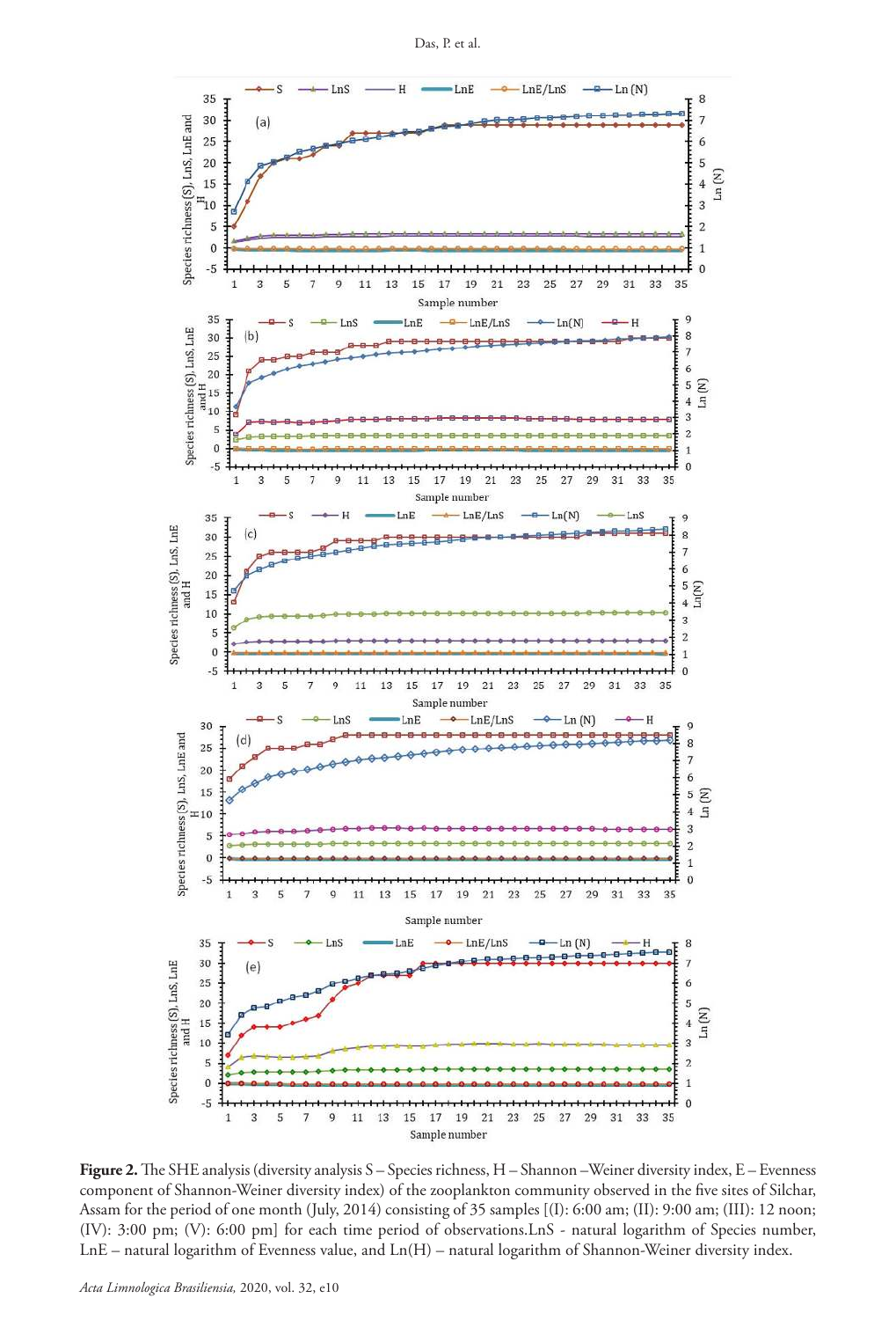(a)

S, LnS, H, LnE, LnE/LnS, Ln (N)

Species richness (S), LnS, LnE and H

Ln (N)

35 30 25 20 15 10 5 0 -5

8 7 6 5 4 3 2 1 0

1 3 5 7 9 11 13 15 17 19 21 23 25 27 29 31 33 35

Sample number

(b)

S, LnS, LnE, LnE/LnS, Ln(N), H

Species richness (S), LnS, LnE and H

Ln (N)

35 30 25 20 15 10 5 0 -5

9 8 7 6 5 4 3 2 1 0

1 3 5 7 9 11 13 15 17 19 21 23 25 27 29 31 33 35

Sample number

(c)

S, H, LnE, LnE/LnS, Ln(N), LnS

Species richness (S), LnS, LnE and H

Ln(N)

35 30 25 20 15 10 5 0 -5

9 8 7 6 5 4 3 2 1 0

1 3 5 7 9 11 13 15 17 19 21 23 25 27 29 31 33 35

Sample number

(d)

S, LnS, LnE, LnE/LnS, Ln (N), H

Species richness (S), LnS, LnE and H

Ln (N)

30 25 20 15 10 5 0 -5

9 8 7 6 5 4 3 2 1 0

1 3 5 7 9 11 13 15 17 19 21 23 25 27 29 31 33 35

Sample number

(e)

S, LnS, LnE, LnE/LnS, Ln (N), H

Species richness (S), LnS, LnE and H

Ln (N)

35 30 25 20 15 10 5 0 -5

8 7 6 5 4 3 2 1 0

1 3 5 7 9 11 13 15 17 19 21 23 25 27 29 31 33 35

Sample number

**Figure 2.** The SHE analysis (diversity analysis S – Species richness, H – Shannon –Weiner diversity index, E – Evenness component of Shannon-Weiner diversity index) of the zooplankton community observed in the five sites of Silchar, Assam for the period of one month (July, 2014) consisting of 35 samples [(I): 6:00 am; (II): 9:00 am; (III): 12 noon; (IV): 3:00 pm; (V): 6:00 pm] for each time period of observations.LnS - natural logarithm of Species number, LnE – natural logarithm of Evenness value, and Ln(H) – natural logarithm of Shannon-Weiner diversity index.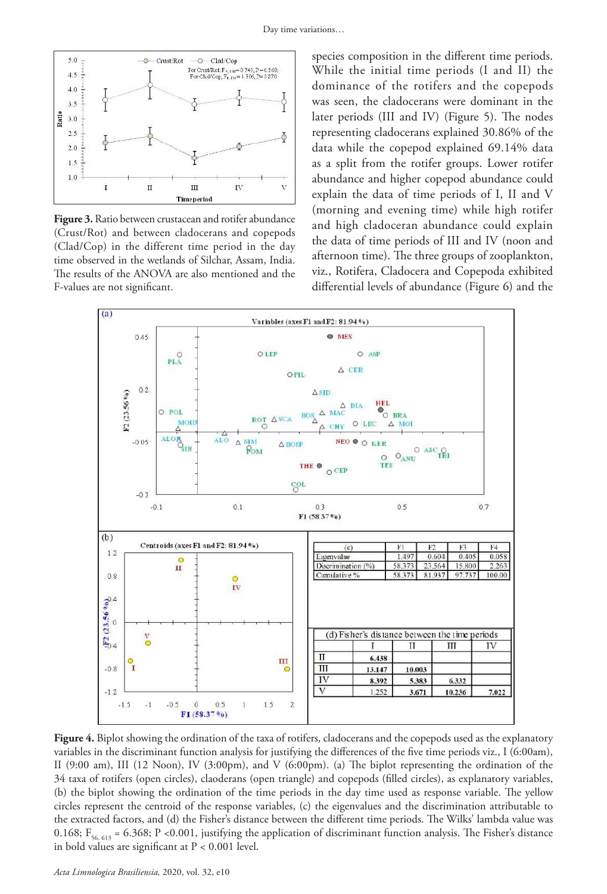5.0
4.5
4.0
3.5
3.0
2.5
2.0
1.5
1.0
Ratio
Crust/Rot
Clad/Cop
For Crust/Rot $F_{4, 100}$=0.749; P=0.560;
For Clad/Cop, $F_{4, 100}$=1.306, P=0.270
I
II
III
IV
V
Time period

**Figure 3.** Ratio between crustacean and rotifer abundance (Crust/Rot) and between cladocerans and copepods (Clad/Cop) in the different time period in the day time observed in the wetlands of Silchar, Assam, India. The results of the ANOVA are also mentioned and the F-values are not significant.

species composition in the different time periods. While the initial time periods (I and II) the dominance of the rotifers and the copepods was seen, the cladocerans were dominant in the later periods (III and IV) (Figure 5). The nodes representing cladocerans explained 30.86% of the data while the copepod explained 69.14% data as a split from the rotifer groups. Lower rotifer abundance and higher copepod abundance could explain the data of time periods of I, II and V (morning and evening time) while high rotifer and high cladoceran abundance could explain the data of time periods of III and IV (noon and afternoon time). The three groups of zooplankton, viz., Rotifera, Cladocera and Copepoda exhibited differential levels of abundance (Figure 6) and the

(a)
Variables (axes F1 and F2: 81.94 %)
MES
PLA
LEP
ASP
CER
FIL
SID
POL
HEL
DIA
MAC
BRA
MOID
ROT
SCA
BOS
CHY
LEC
MOI
ALON
ALO
SIM
BOSP
NEO
KER
SIN
POM
ASC
TRI
ANU
TES
THE
CEP
COL
F2 (23.56 %)
F1 (58.37 %)
0.45
0.2
-0.05
-0.3
-0.1
0.1
0.3
0.5
0.7

(b)
Centroids (axes F1 and F2: 81.94 %)
II
IV
V
I
III
F2 (23.56 %)
F1 (58.37 %)
1.2
0.8
0.4
0
-0.4
-0.8
-1.2
-1.5
-1
-0.5
0
0.5
1
1.5
2

| (c) | F1 | F2 | F3 | F4 |
|---|---|---|---|---|
| Eigenvalue | 1.497 | 0.604 | 0.405 | 0.058 |
| Discrimination (%) | 58.373 | 23.564 | 15.800 | 2.263 |
| Cumulative % | 58.373 | 81.937 | 97.737 | 100.00 |

(d) Fisher's distance between the time periods

| | I | II | III | IV |
|---|---|---|---|---|
| II | **6.438** | | | |
| III | **13.147** | **10.003** | | |
| IV | **8.392** | **5.383** | **6.332** | |
| V | 1.252 | **3.671** | **10.236** | **7.022** |

**Figure 4.** Biplot showing the ordination of the taxa of rotifers, cladocerans and the copepods used as the explanatory variables in the discriminant function analysis for justifying the differences of the five time periods viz., I (6:00am), II (9:00 am), III (12 Noon), IV (3:00pm), and V (6:00pm). (a) The biplot representing the ordination of the 34 taxa of rotifers (open circles), claoderans (open triangle) and copepods (filled circles), as explanatory variables, (b) the biplot showing the ordination of the time periods in the day time used as response variable. The yellow circles represent the centroid of the response variables, (c) the eigenvalues and the discrimination attributable to the extracted factors, and (d) the Fisher's distance between the different time periods. The Wilks' lambda value was 0.168; $F_{56, 613}$ = 6.368; P <0.001, justifying the application of discriminant function analysis. The Fisher's distance in bold values are significant at P < 0.001 level.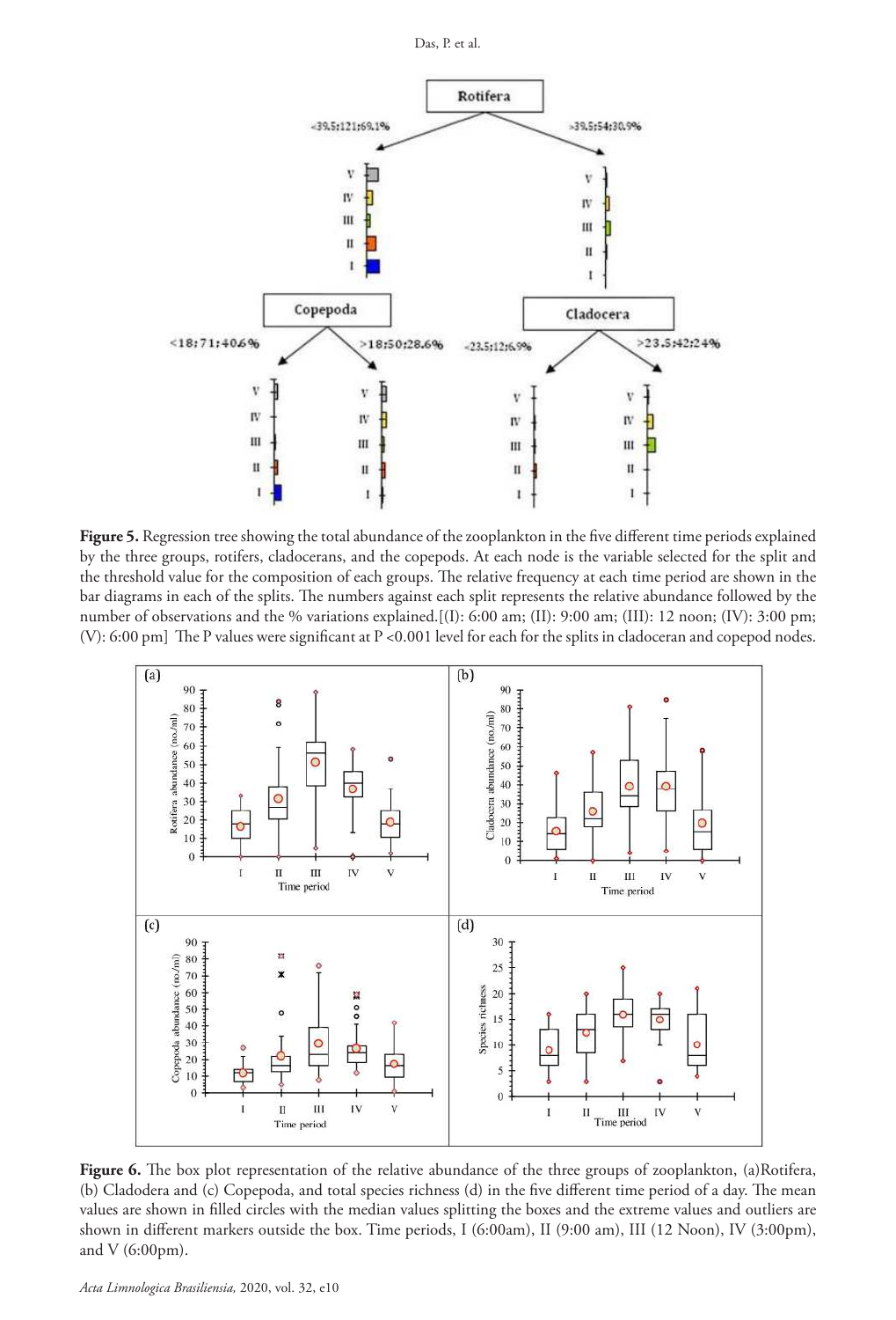Rotifera

<39.5:121:69.1%

>39.5:54:30.9%

V
IV
III
II
I

V
IV
III
II
I

Copepoda

Cladocera

<18:71:40.6%

>18:50:28.6%

<23.5:12:6.9%

>23.5:42:24%

V
IV
III
II
I

**Figure 5.** Regression tree showing the total abundance of the zooplankton in the five different time periods explained by the three groups, rotifers, cladocerans, and the copepods. At each node is the variable selected for the split and the threshold value for the composition of each groups. The relative frequency at each time period are shown in the bar diagrams in each of the splits. The numbers against each split represents the relative abundance followed by the number of observations and the % variations explained.[(I): 6:00 am; (II): 9:00 am; (III): 12 noon; (IV): 3:00 pm; (V): 6:00 pm] The P values were significant at P <0.001 level for each for the splits in cladoceran and copepod nodes.

(a)

Rotifera abundance (no./ml)

0
10
20
30
40
50
60
70
80
90

I II III IV V

Time period

(b)

Cladocera abundance (no./ml)

0
10
20
30
40
50
60
70
80
90

I II III IV V

Time period

(c)

Copepoda abundance (no./ml)

0
10
20
30
40
50
60
70
80
90

I II III IV V

Time period

(d)

Species richness

0
5
10
15
20
25
30

I II III IV V

Time period

**Figure 6.** The box plot representation of the relative abundance of the three groups of zooplankton, (a)Rotifera, (b) Cladodera and (c) Copepoda, and total species richness (d) in the five different time period of a day. The mean values are shown in filled circles with the median values splitting the boxes and the extreme values and outliers are shown in different markers outside the box. Time periods, I (6:00am), II (9:00 am), III (12 Noon), IV (3:00pm), and V (6:00pm).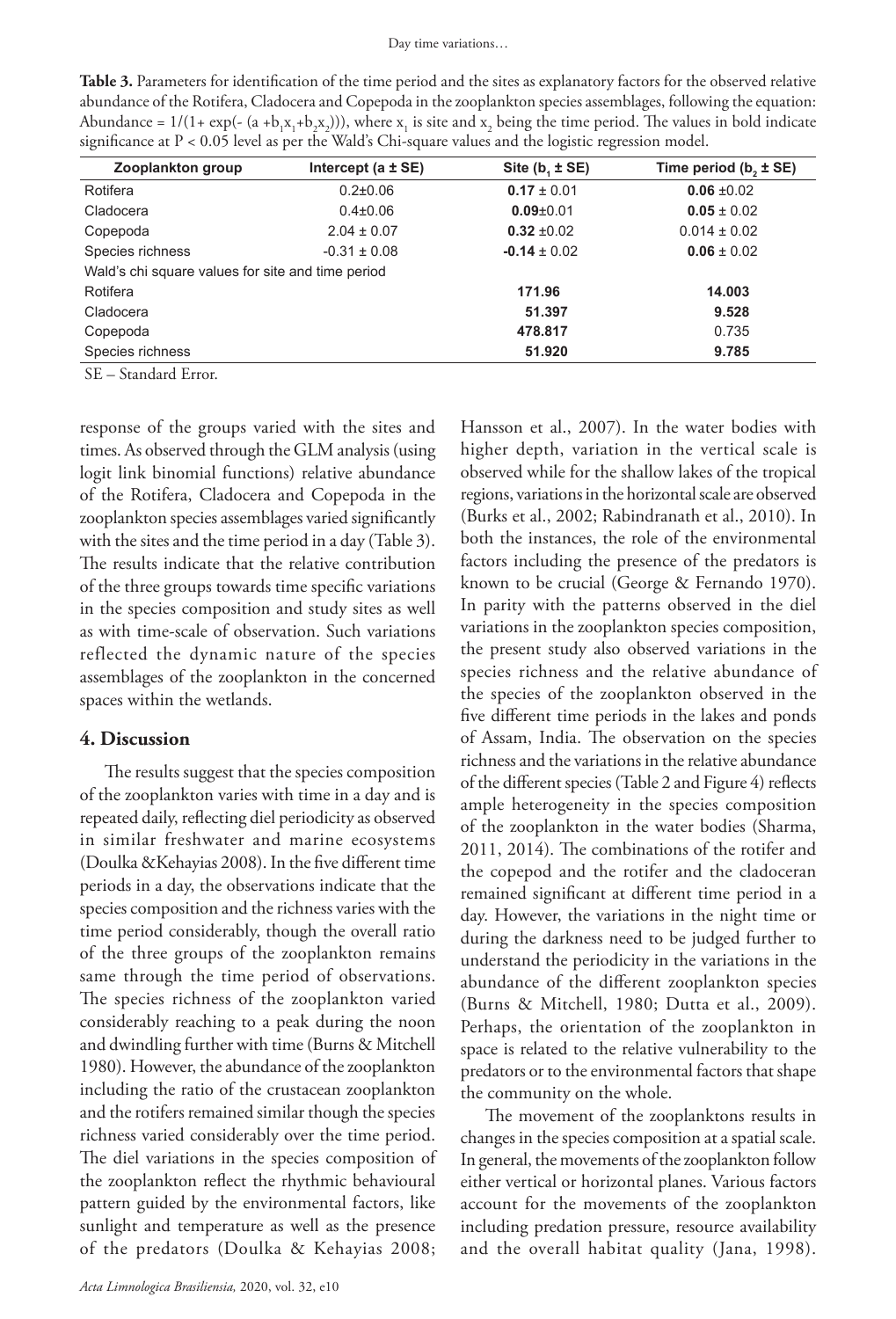**Table 3.** Parameters for identification of the time period and the sites as explanatory factors for the observed relative abundance of the Rotifera, Cladocera and Copepoda in the zooplankton species assemblages, following the equation: Abundance = $1/(1+\exp(-(a+b_1x_1+b_2x_2)))$, where $x_1$ is site and $x_2$ being the time period. The values in bold indicate significance at $P < 0.05$ level as per the Wald's Chi-square values and the logistic regression model.

| Zooplankton group | Intercept (a ± SE) | Site ($b_1$ ± SE) | Time period ($b_2$ ± SE) |
|---|---|---|---|
| Rotifera | 0.2±0.06 | **0.17** ± 0.01 | **0.06** ±0.02 |
| Cladocera | 0.4±0.06 | **0.09**±0.01 | **0.05** ± 0.02 |
| Copepoda | 2.04 ± 0.07 | **0.32** ±0.02 | 0.014 ± 0.02 |
| Species richness | -0.31 ± 0.08 | **-0.14** ± 0.02 | **0.06** ± 0.02 |
| Wald's chi square values for site and time period | | | |
| Rotifera | | **171.96** | **14.003** |
| Cladocera | | **51.397** | **9.528** |
| Copepoda | | **478.817** | 0.735 |
| Species richness | | **51.920** | **9.785** |

SE – Standard Error.

response of the groups varied with the sites and times. As observed through the GLM analysis (using logit link binomial functions) relative abundance of the Rotifera, Cladocera and Copepoda in the zooplankton species assemblages varied significantly with the sites and the time period in a day (Table 3). The results indicate that the relative contribution of the three groups towards time specific variations in the species composition and study sites as well as with time-scale of observation. Such variations reflected the dynamic nature of the species assemblages of the zooplankton in the concerned spaces within the wetlands.

## 4. Discussion

The results suggest that the species composition of the zooplankton varies with time in a day and is repeated daily, reflecting diel periodicity as observed in similar freshwater and marine ecosystems (Doulka &Kehayias 2008). In the five different time periods in a day, the observations indicate that the species composition and the richness varies with the time period considerably, though the overall ratio of the three groups of the zooplankton remains same through the time period of observations. The species richness of the zooplankton varied considerably reaching to a peak during the noon and dwindling further with time (Burns & Mitchell 1980). However, the abundance of the zooplankton including the ratio of the crustacean zooplankton and the rotifers remained similar though the species richness varied considerably over the time period. The diel variations in the species composition of the zooplankton reflect the rhythmic behavioural pattern guided by the environmental factors, like sunlight and temperature as well as the presence of the predators (Doulka & Kehayias 2008; Hansson et al., 2007). In the water bodies with higher depth, variation in the vertical scale is observed while for the shallow lakes of the tropical regions, variations in the horizontal scale are observed (Burks et al., 2002; Rabindranath et al., 2010). In both the instances, the role of the environmental factors including the presence of the predators is known to be crucial (George & Fernando 1970). In parity with the patterns observed in the diel variations in the zooplankton species composition, the present study also observed variations in the species richness and the relative abundance of the species of the zooplankton observed in the five different time periods in the lakes and ponds of Assam, India. The observation on the species richness and the variations in the relative abundance of the different species (Table 2 and Figure 4) reflects ample heterogeneity in the species composition of the zooplankton in the water bodies (Sharma, 2011, 2014). The combinations of the rotifer and the copepod and the rotifer and the cladoceran remained significant at different time period in a day. However, the variations in the night time or during the darkness need to be judged further to understand the periodicity in the variations in the abundance of the different zooplankton species (Burns & Mitchell, 1980; Dutta et al., 2009). Perhaps, the orientation of the zooplankton in space is related to the relative vulnerability to the predators or to the environmental factors that shape the community on the whole.

The movement of the zooplanktons results in changes in the species composition at a spatial scale. In general, the movements of the zooplankton follow either vertical or horizontal planes. Various factors account for the movements of the zooplankton including predation pressure, resource availability and the overall habitat quality (Jana, 1998).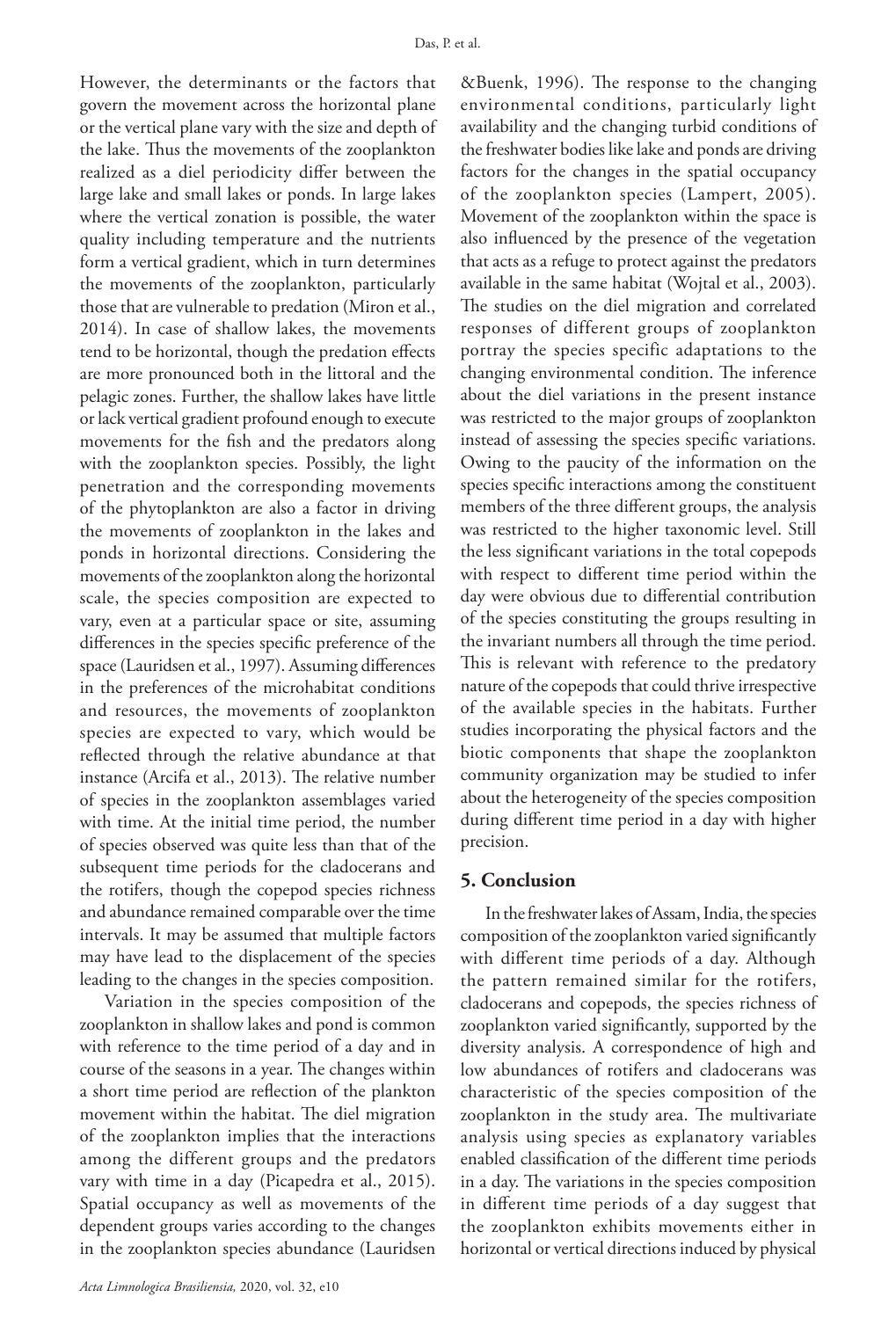However, the determinants or the factors that govern the movement across the horizontal plane or the vertical plane vary with the size and depth of the lake. Thus the movements of the zooplankton realized as a diel periodicity differ between the large lake and small lakes or ponds. In large lakes where the vertical zonation is possible, the water quality including temperature and the nutrients form a vertical gradient, which in turn determines the movements of the zooplankton, particularly those that are vulnerable to predation (Miron et al., 2014). In case of shallow lakes, the movements tend to be horizontal, though the predation effects are more pronounced both in the littoral and the pelagic zones. Further, the shallow lakes have little or lack vertical gradient profound enough to execute movements for the fish and the predators along with the zooplankton species. Possibly, the light penetration and the corresponding movements of the phytoplankton are also a factor in driving the movements of zooplankton in the lakes and ponds in horizontal directions. Considering the movements of the zooplankton along the horizontal scale, the species composition are expected to vary, even at a particular space or site, assuming differences in the species specific preference of the space (Lauridsen et al., 1997). Assuming differences in the preferences of the microhabitat conditions and resources, the movements of zooplankton species are expected to vary, which would be reflected through the relative abundance at that instance (Arcifa et al., 2013). The relative number of species in the zooplankton assemblages varied with time. At the initial time period, the number of species observed was quite less than that of the subsequent time periods for the cladocerans and the rotifers, though the copepod species richness and abundance remained comparable over the time intervals. It may be assumed that multiple factors may have lead to the displacement of the species leading to the changes in the species composition.

Variation in the species composition of the zooplankton in shallow lakes and pond is common with reference to the time period of a day and in course of the seasons in a year. The changes within a short time period are reflection of the plankton movement within the habitat. The diel migration of the zooplankton implies that the interactions among the different groups and the predators vary with time in a day (Picapedra et al., 2015). Spatial occupancy as well as movements of the dependent groups varies according to the changes in the zooplankton species abundance (Lauridsen &Buenk, 1996). The response to the changing environmental conditions, particularly light availability and the changing turbid conditions of the freshwater bodies like lake and ponds are driving factors for the changes in the spatial occupancy of the zooplankton species (Lampert, 2005). Movement of the zooplankton within the space is also influenced by the presence of the vegetation that acts as a refuge to protect against the predators available in the same habitat (Wojtal et al., 2003). The studies on the diel migration and correlated responses of different groups of zooplankton portray the species specific adaptations to the changing environmental condition. The inference about the diel variations in the present instance was restricted to the major groups of zooplankton instead of assessing the species specific variations. Owing to the paucity of the information on the species specific interactions among the constituent members of the three different groups, the analysis was restricted to the higher taxonomic level. Still the less significant variations in the total copepods with respect to different time period within the day were obvious due to differential contribution of the species constituting the groups resulting in the invariant numbers all through the time period. This is relevant with reference to the predatory nature of the copepods that could thrive irrespective of the available species in the habitats. Further studies incorporating the physical factors and the biotic components that shape the zooplankton community organization may be studied to infer about the heterogeneity of the species composition during different time period in a day with higher precision.

## 5. Conclusion

In the freshwater lakes of Assam, India, the species composition of the zooplankton varied significantly with different time periods of a day. Although the pattern remained similar for the rotifers, cladocerans and copepods, the species richness of zooplankton varied significantly, supported by the diversity analysis. A correspondence of high and low abundances of rotifers and cladocerans was characteristic of the species composition of the zooplankton in the study area. The multivariate analysis using species as explanatory variables enabled classification of the different time periods in a day. The variations in the species composition in different time periods of a day suggest that the zooplankton exhibits movements either in horizontal or vertical directions induced by physical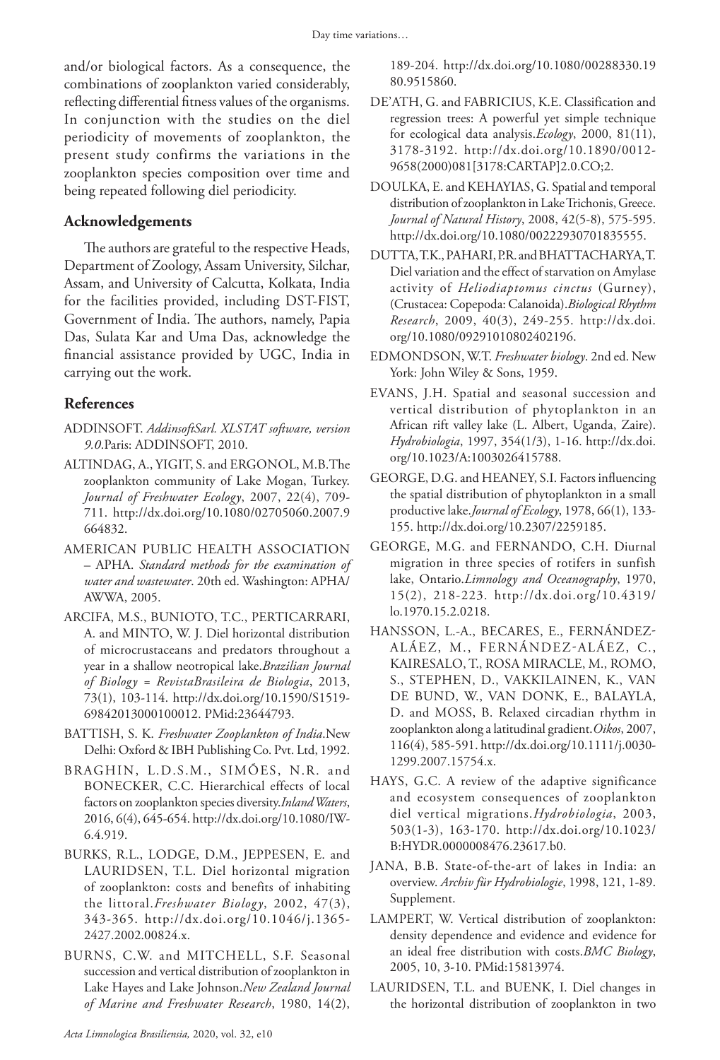and/or biological factors. As a consequence, the combinations of zooplankton varied considerably, reflecting differential fitness values of the organisms. In conjunction with the studies on the diel periodicity of movements of zooplankton, the present study confirms the variations in the zooplankton species composition over time and being repeated following diel periodicity.

## Acknowledgements

The authors are grateful to the respective Heads, Department of Zoology, Assam University, Silchar, Assam, and University of Calcutta, Kolkata, India for the facilities provided, including DST-FIST, Government of India. The authors, namely, Papia Das, Sulata Kar and Uma Das, acknowledge the financial assistance provided by UGC, India in carrying out the work.

## References

ADDINSOFT. *AddinsoftSarl. XLSTAT software, version 9.0*.Paris: ADDINSOFT, 2010.

ALTINDAG, A., YIGIT, S. and ERGONOL, M.B.The zooplankton community of Lake Mogan, Turkey. *Journal of Freshwater Ecology*, 2007, 22(4), 709-711. http://dx.doi.org/10.1080/02705060.2007.9664832.

AMERICAN PUBLIC HEALTH ASSOCIATION – APHA. *Standard methods for the examination of water and wastewater*. 20th ed. Washington: APHA/AWWA, 2005.

ARCIFA, M.S., BUNIOTO, T.C., PERTICARRARI, A. and MINTO, W. J. Diel horizontal distribution of microcrustaceans and predators throughout a year in a shallow neotropical lake.*Brazilian Journal of Biology = RevistaBrasileira de Biologia*, 2013, 73(1), 103-114. http://dx.doi.org/10.1590/S1519-69842013000100012. PMid:23644793.

BATTISH, S. K. *Freshwater Zooplankton of India*.New Delhi: Oxford & IBH Publishing Co. Pvt. Ltd, 1992.

BRAGHIN, L.D.S.M., SIMÕES, N.R. and BONECKER, C.C. Hierarchical effects of local factors on zooplankton species diversity.*Inland Waters*, 2016, 6(4), 645-654. http://dx.doi.org/10.1080/IW-6.4.919.

BURKS, R.L., LODGE, D.M., JEPPESEN, E. and LAURIDSEN, T.L. Diel horizontal migration of zooplankton: costs and benefits of inhabiting the littoral.*Freshwater Biology*, 2002, 47(3), 343-365. http://dx.doi.org/10.1046/j.1365-2427.2002.00824.x.

BURNS, C.W. and MITCHELL, S.F. Seasonal succession and vertical distribution of zooplankton in Lake Hayes and Lake Johnson.*New Zealand Journal of Marine and Freshwater Research*, 1980, 14(2), 189-204. http://dx.doi.org/10.1080/00288330.1980.9515860.

DE'ATH, G. and FABRICIUS, K.E. Classification and regression trees: A powerful yet simple technique for ecological data analysis.*Ecology*, 2000, 81(11), 3178-3192. http://dx.doi.org/10.1890/0012-9658(2000)081[3178:CARTAP]2.0.CO;2.

DOULKA, E. and KEHAYIAS, G. Spatial and temporal distribution of zooplankton in Lake Trichonis, Greece. *Journal of Natural History*, 2008, 42(5-8), 575-595. http://dx.doi.org/10.1080/00222930701835555.

DUTTA, T.K., PAHARI, P.R. and BHATTACHARYA, T. Diel variation and the effect of starvation on Amylase activity of *Heliodiaptomus cinctus* (Gurney), (Crustacea: Copepoda: Calanoida).*Biological Rhythm Research*, 2009, 40(3), 249-255. http://dx.doi.org/10.1080/09291010802402196.

EDMONDSON, W.T. *Freshwater biology*. 2nd ed. New York: John Wiley & Sons, 1959.

EVANS, J.H. Spatial and seasonal succession and vertical distribution of phytoplankton in an African rift valley lake (L. Albert, Uganda, Zaire). *Hydrobiologia*, 1997, 354(1/3), 1-16. http://dx.doi.org/10.1023/A:1003026415788.

GEORGE, D.G. and HEANEY, S.I. Factors influencing the spatial distribution of phytoplankton in a small productive lake.*Journal of Ecology*, 1978, 66(1), 133-155. http://dx.doi.org/10.2307/2259185.

GEORGE, M.G. and FERNANDO, C.H. Diurnal migration in three species of rotifers in sunfish lake, Ontario.*Limnology and Oceanography*, 1970, 15(2), 218-223. http://dx.doi.org/10.4319/lo.1970.15.2.0218.

HANSSON, L.-A., BECARES, E., FERNÁNDEZ-ALÁEZ, M., FERNÁNDEZ-ALÁEZ, C., KAIRESALO, T., ROSA MIRACLE, M., ROMO, S., STEPHEN, D., VAKKILAINEN, K., VAN DE BUND, W., VAN DONK, E., BALAYLA, D. and MOSS, B. Relaxed circadian rhythm in zooplankton along a latitudinal gradient.*Oikos*, 2007, 116(4), 585-591. http://dx.doi.org/10.1111/j.0030-1299.2007.15754.x.

HAYS, G.C. A review of the adaptive significance and ecosystem consequences of zooplankton diel vertical migrations.*Hydrobiologia*, 2003, 503(1-3), 163-170. http://dx.doi.org/10.1023/B:HYDR.0000008476.23617.b0.

JANA, B.B. State-of-the-art of lakes in India: an overview. *Archiv für Hydrobiologie*, 1998, 121, 1-89. Supplement.

LAMPERT, W. Vertical distribution of zooplankton: density dependence and evidence and evidence for an ideal free distribution with costs.*BMC Biology*, 2005, 10, 3-10. PMid:15813974.

LAURIDSEN, T.L. and BUENK, I. Diel changes in the horizontal distribution of zooplankton in two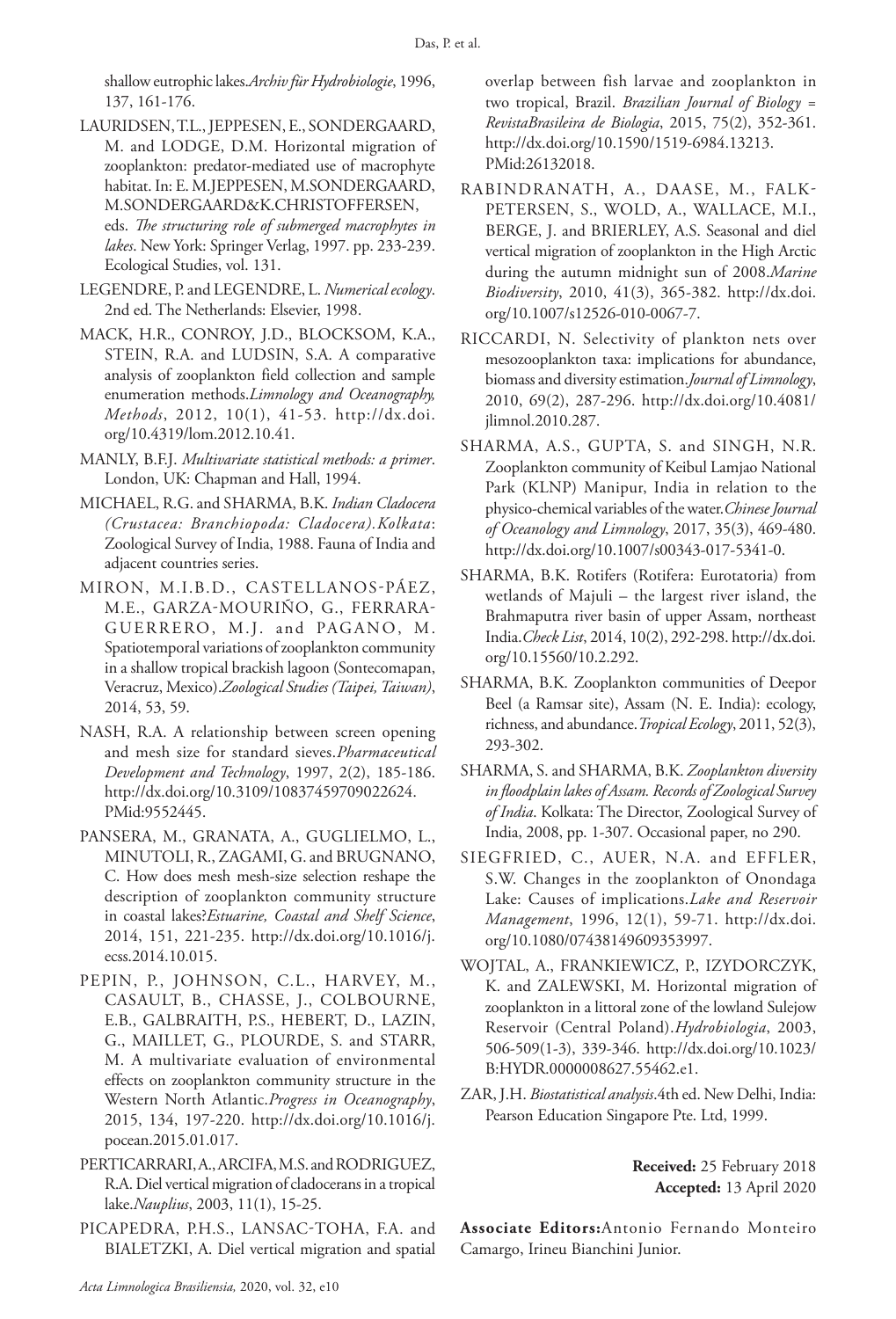shallow eutrophic lakes.*Archiv für Hydrobiologie*, 1996, 137, 161-176.

LAURIDSEN, T.L., JEPPESEN, E., SONDERGAARD, M. and LODGE, D.M. Horizontal migration of zooplankton: predator-mediated use of macrophyte habitat. In: E. M.JEPPESEN, M.SONDERGAARD, M.SONDERGAARD&K.CHRISTOFFERSEN, eds. *The structuring role of submerged macrophytes in lakes*. New York: Springer Verlag, 1997. pp. 233-239. Ecological Studies, vol. 131.

LEGENDRE, P. and LEGENDRE, L. *Numerical ecology*. 2nd ed. The Netherlands: Elsevier, 1998.

MACK, H.R., CONROY, J.D., BLOCKSOM, K.A., STEIN, R.A. and LUDSIN, S.A. A comparative analysis of zooplankton field collection and sample enumeration methods.*Limnology and Oceanography, Methods*, 2012, 10(1), 41-53. http://dx.doi.org/10.4319/lom.2012.10.41.

MANLY, B.F.J. *Multivariate statistical methods: a primer*. London, UK: Chapman and Hall, 1994.

MICHAEL, R.G. and SHARMA, B.K. *Indian Cladocera (Crustacea: Branchiopoda: Cladocera).Kolkata*: Zoological Survey of India, 1988. Fauna of India and adjacent countries series.

MIRON, M.I.B.D., CASTELLANOS-PÁEZ, M.E., GARZA-MOURIÑO, G., FERRARA-GUERRERO, M.J. and PAGANO, M. Spatiotemporal variations of zooplankton community in a shallow tropical brackish lagoon (Sontecomapan, Veracruz, Mexico).*Zoological Studies (Taipei, Taiwan)*, 2014, 53, 59.

NASH, R.A. A relationship between screen opening and mesh size for standard sieves.*Pharmaceutical Development and Technology*, 1997, 2(2), 185-186. http://dx.doi.org/10.3109/10837459709022624. PMid:9552445.

PANSERA, M., GRANATA, A., GUGLIELMO, L., MINUTOLI, R., ZAGAMI, G. and BRUGNANO, C. How does mesh mesh-size selection reshape the description of zooplankton community structure in coastal lakes?*Estuarine, Coastal and Shelf Science*, 2014, 151, 221-235. http://dx.doi.org/10.1016/j.ecss.2014.10.015.

PEPIN, P., JOHNSON, C.L., HARVEY, M., CASAULT, B., CHASSE, J., COLBOURNE, E.B., GALBRAITH, P.S., HEBERT, D., LAZIN, G., MAILLET, G., PLOURDE, S. and STARR, M. A multivariate evaluation of environmental effects on zooplankton community structure in the Western North Atlantic.*Progress in Oceanography*, 2015, 134, 197-220. http://dx.doi.org/10.1016/j.pocean.2015.01.017.

PERTICARRARI, A., ARCIFA, M.S. and RODRIGUEZ, R.A. Diel vertical migration of cladocerans in a tropical lake.*Nauplius*, 2003, 11(1), 15-25.

PICAPEDRA, P.H.S., LANSAC-TOHA, F.A. and BIALETZKI, A. Diel vertical migration and spatial overlap between fish larvae and zooplankton in two tropical, Brazil. *Brazilian Journal of Biology = RevistaBrasileira de Biologia*, 2015, 75(2), 352-361. http://dx.doi.org/10.1590/1519-6984.13213. PMid:26132018.

RABINDRANATH, A., DAASE, M., FALK-PETERSEN, S., WOLD, A., WALLACE, M.I., BERGE, J. and BRIERLEY, A.S. Seasonal and diel vertical migration of zooplankton in the High Arctic during the autumn midnight sun of 2008.*Marine Biodiversity*, 2010, 41(3), 365-382. http://dx.doi.org/10.1007/s12526-010-0067-7.

RICCARDI, N. Selectivity of plankton nets over mesozooplankton taxa: implications for abundance, biomass and diversity estimation.*Journal of Limnology*, 2010, 69(2), 287-296. http://dx.doi.org/10.4081/jlimnol.2010.287.

SHARMA, A.S., GUPTA, S. and SINGH, N.R. Zooplankton community of Keibul Lamjao National Park (KLNP) Manipur, India in relation to the physico-chemical variables of the water.*Chinese Journal of Oceanology and Limnology*, 2017, 35(3), 469-480. http://dx.doi.org/10.1007/s00343-017-5341-0.

SHARMA, B.K. Rotifers (Rotifera: Eurotatoria) from wetlands of Majuli – the largest river island, the Brahmaputra river basin of upper Assam, northeast India.*Check List*, 2014, 10(2), 292-298. http://dx.doi.org/10.15560/10.2.292.

SHARMA, B.K. Zooplankton communities of Deepor Beel (a Ramsar site), Assam (N. E. India): ecology, richness, and abundance.*Tropical Ecology*, 2011, 52(3), 293-302.

SHARMA, S. and SHARMA, B.K. *Zooplankton diversity in floodplain lakes of Assam. Records of Zoological Survey of India*. Kolkata: The Director, Zoological Survey of India, 2008, pp. 1-307. Occasional paper, no 290.

SIEGFRIED, C., AUER, N.A. and EFFLER, S.W. Changes in the zooplankton of Onondaga Lake: Causes of implications.*Lake and Reservoir Management*, 1996, 12(1), 59-71. http://dx.doi.org/10.1080/07438149609353997.

WOJTAL, A., FRANKIEWICZ, P., IZYDORCZYK, K. and ZALEWSKI, M. Horizontal migration of zooplankton in a littoral zone of the lowland Sulejow Reservoir (Central Poland).*Hydrobiologia*, 2003, 506-509(1-3), 339-346. http://dx.doi.org/10.1023/B:HYDR.0000008627.55462.e1.

ZAR, J.H. *Biostatistical analysis*.4th ed. New Delhi, India: Pearson Education Singapore Pte. Ltd, 1999.

**Received:** 25 February 2018
**Accepted:** 13 April 2020

**Associate Editors:**Antonio Fernando Monteiro Camargo, Irineu Bianchini Junior.